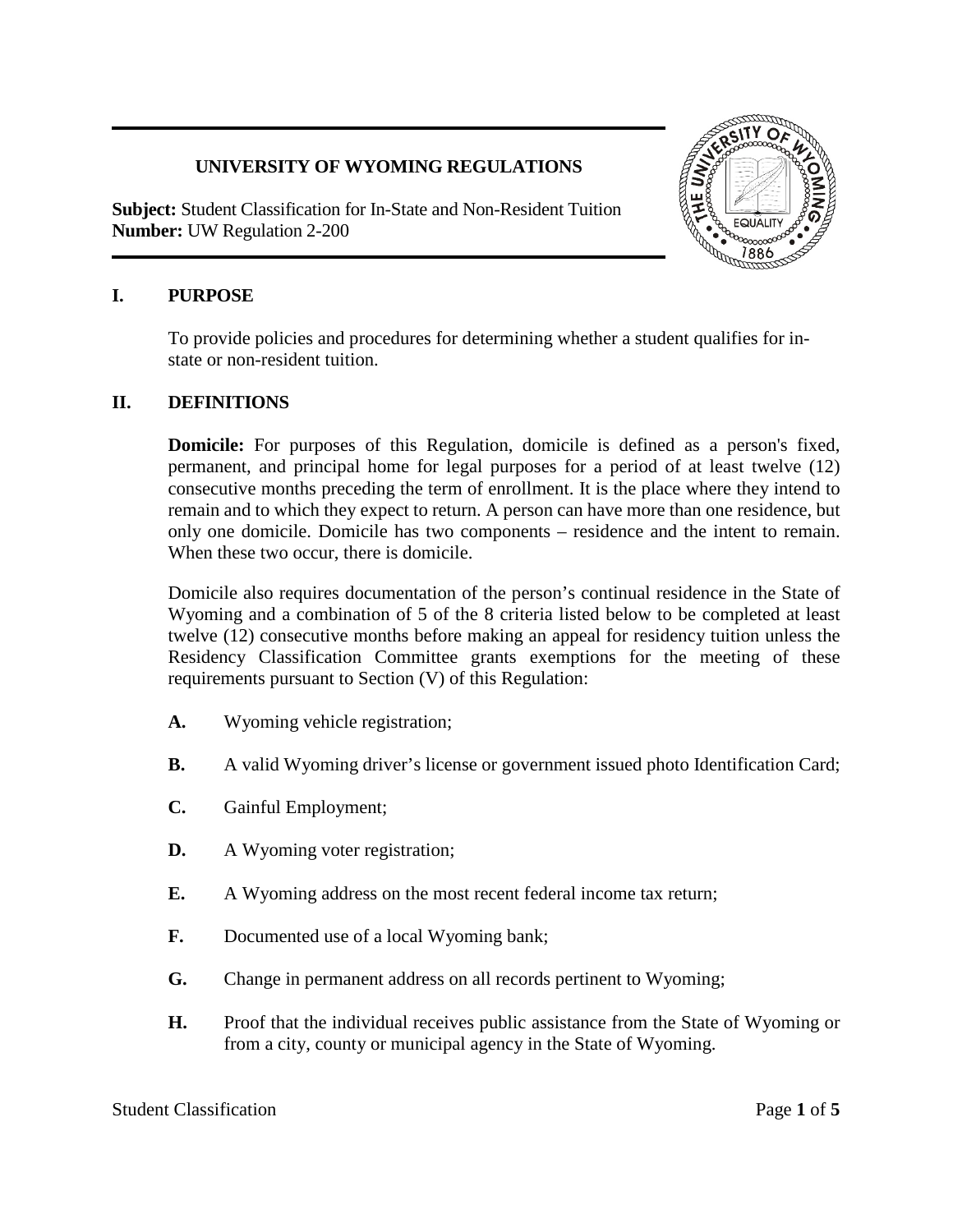# UNIVERSITY OF WYOMING REGULATIONS

**Subject:** Student Classification for In-State and Non-Resident Tuition
**Number:** UW Regulation 2-200

## I. PURPOSE

To provide policies and procedures for determining whether a student qualifies for in-state or non-resident tuition.

## II. DEFINITIONS

**Domicile:** For purposes of this Regulation, domicile is defined as a person's fixed, permanent, and principal home for legal purposes for a period of at least twelve (12) consecutive months preceding the term of enrollment. It is the place where they intend to remain and to which they expect to return. A person can have more than one residence, but only one domicile. Domicile has two components – residence and the intent to remain. When these two occur, there is domicile.

Domicile also requires documentation of the person's continual residence in the State of Wyoming and a combination of 5 of the 8 criteria listed below to be completed at least twelve (12) consecutive months before making an appeal for residency tuition unless the Residency Classification Committee grants exemptions for the meeting of these requirements pursuant to Section (V) of this Regulation:

- **A.** Wyoming vehicle registration;
- **B.** A valid Wyoming driver's license or government issued photo Identification Card;
- **C.** Gainful Employment;
- **D.** A Wyoming voter registration;
- **E.** A Wyoming address on the most recent federal income tax return;
- **F.** Documented use of a local Wyoming bank;
- **G.** Change in permanent address on all records pertinent to Wyoming;
- **H.** Proof that the individual receives public assistance from the State of Wyoming or from a city, county or municipal agency in the State of Wyoming.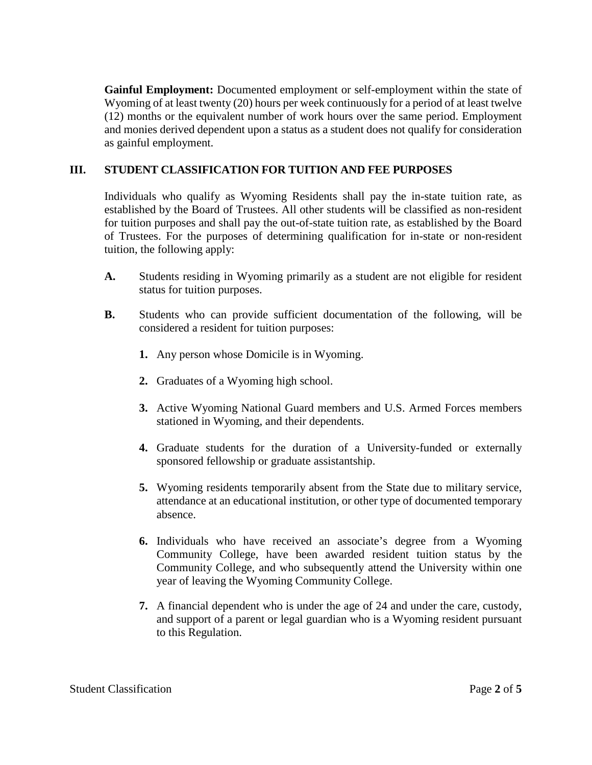**Gainful Employment:** Documented employment or self-employment within the state of Wyoming of at least twenty (20) hours per week continuously for a period of at least twelve (12) months or the equivalent number of work hours over the same period. Employment and monies derived dependent upon a status as a student does not qualify for consideration as gainful employment.

## III. STUDENT CLASSIFICATION FOR TUITION AND FEE PURPOSES

Individuals who qualify as Wyoming Residents shall pay the in-state tuition rate, as established by the Board of Trustees. All other students will be classified as non-resident for tuition purposes and shall pay the out-of-state tuition rate, as established by the Board of Trustees. For the purposes of determining qualification for in-state or non-resident tuition, the following apply:

**A.** Students residing in Wyoming primarily as a student are not eligible for resident status for tuition purposes.

**B.** Students who can provide sufficient documentation of the following, will be considered a resident for tuition purposes:

1. Any person whose Domicile is in Wyoming.
2. Graduates of a Wyoming high school.
3. Active Wyoming National Guard members and U.S. Armed Forces members stationed in Wyoming, and their dependents.
4. Graduate students for the duration of a University-funded or externally sponsored fellowship or graduate assistantship.
5. Wyoming residents temporarily absent from the State due to military service, attendance at an educational institution, or other type of documented temporary absence.
6. Individuals who have received an associate's degree from a Wyoming Community College, have been awarded resident tuition status by the Community College, and who subsequently attend the University within one year of leaving the Wyoming Community College.
7. A financial dependent who is under the age of 24 and under the care, custody, and support of a parent or legal guardian who is a Wyoming resident pursuant to this Regulation.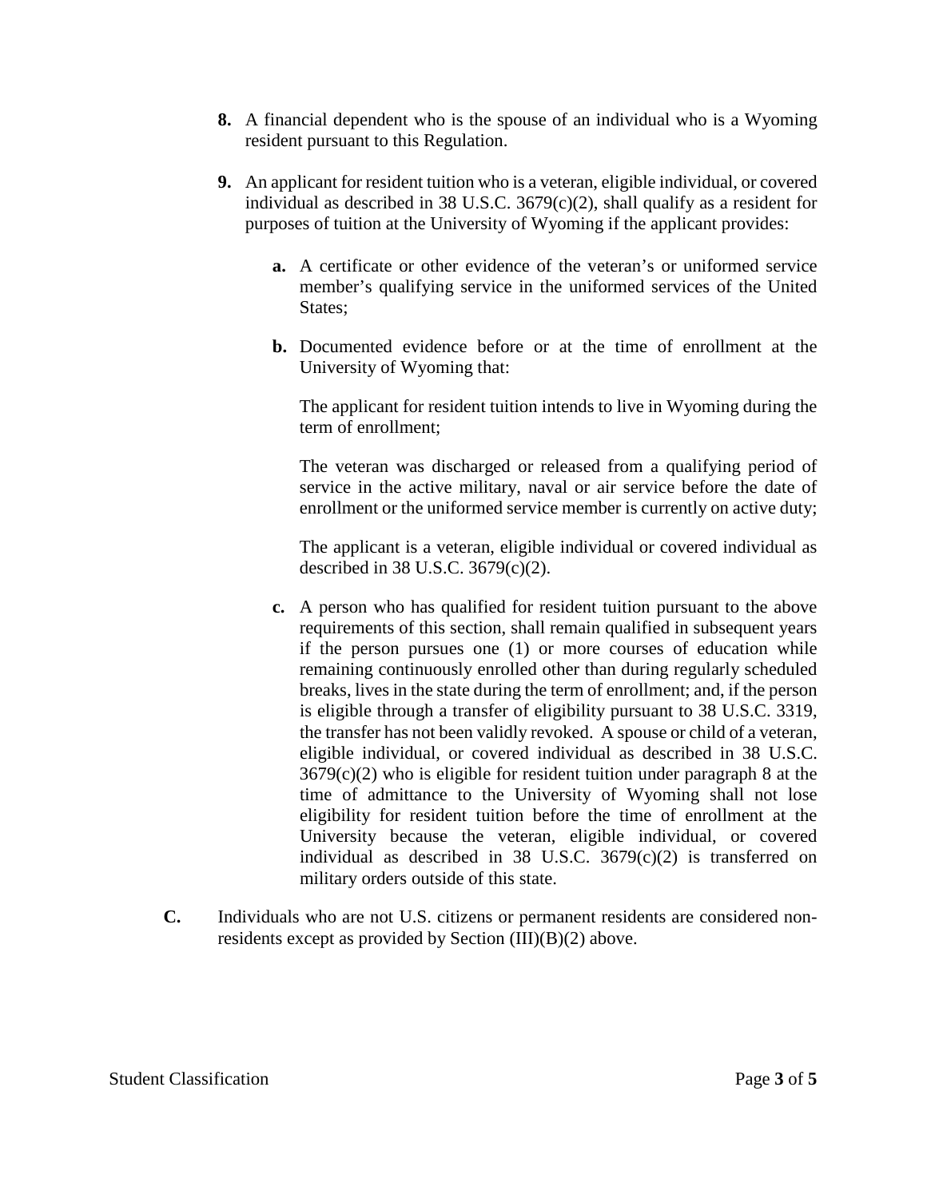8. A financial dependent who is the spouse of an individual who is a Wyoming resident pursuant to this Regulation.

9. An applicant for resident tuition who is a veteran, eligible individual, or covered individual as described in 38 U.S.C. 3679(c)(2), shall qualify as a resident for purposes of tuition at the University of Wyoming if the applicant provides:

   a. A certificate or other evidence of the veteran's or uniformed service member's qualifying service in the uniformed services of the United States;

   b. Documented evidence before or at the time of enrollment at the University of Wyoming that:

      The applicant for resident tuition intends to live in Wyoming during the term of enrollment;

      The veteran was discharged or released from a qualifying period of service in the active military, naval or air service before the date of enrollment or the uniformed service member is currently on active duty;

      The applicant is a veteran, eligible individual or covered individual as described in 38 U.S.C. 3679(c)(2).

   c. A person who has qualified for resident tuition pursuant to the above requirements of this section, shall remain qualified in subsequent years if the person pursues one (1) or more courses of education while remaining continuously enrolled other than during regularly scheduled breaks, lives in the state during the term of enrollment; and, if the person is eligible through a transfer of eligibility pursuant to 38 U.S.C. 3319, the transfer has not been validly revoked. A spouse or child of a veteran, eligible individual, or covered individual as described in 38 U.S.C. 3679(c)(2) who is eligible for resident tuition under paragraph 8 at the time of admittance to the University of Wyoming shall not lose eligibility for resident tuition before the time of enrollment at the University because the veteran, eligible individual, or covered individual as described in 38 U.S.C. 3679(c)(2) is transferred on military orders outside of this state.

**C.** Individuals who are not U.S. citizens or permanent residents are considered non-residents except as provided by Section (III)(B)(2) above.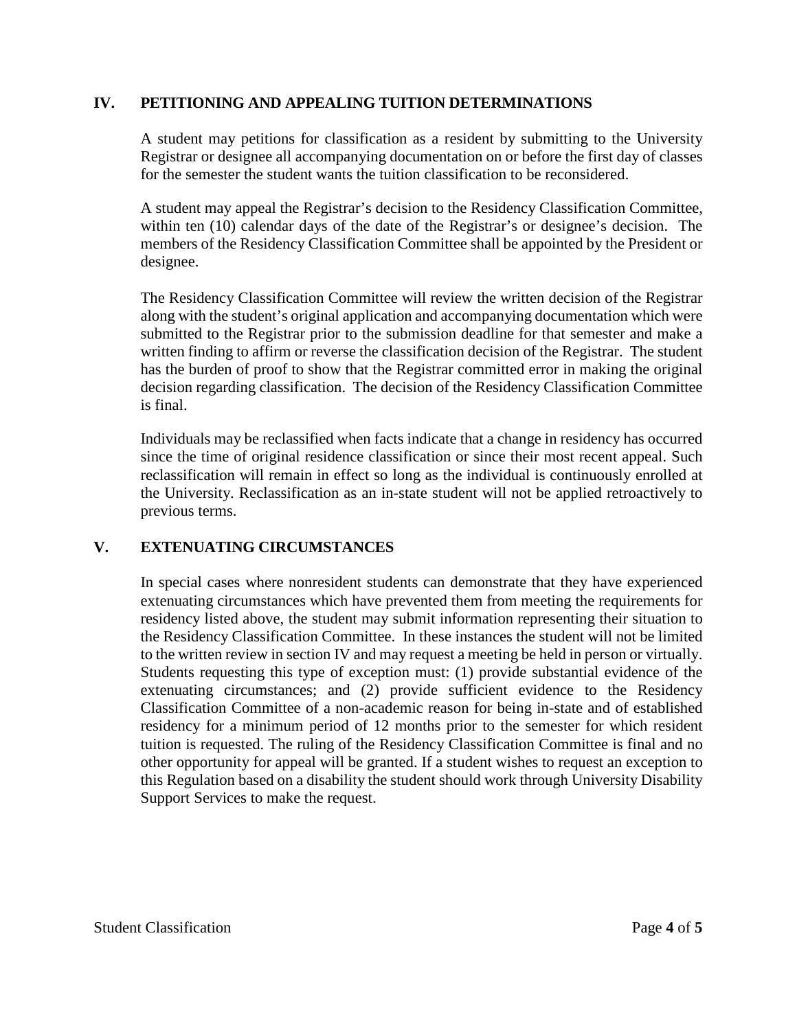## IV. PETITIONING AND APPEALING TUITION DETERMINATIONS

A student may petitions for classification as a resident by submitting to the University Registrar or designee all accompanying documentation on or before the first day of classes for the semester the student wants the tuition classification to be reconsidered.

A student may appeal the Registrar's decision to the Residency Classification Committee, within ten (10) calendar days of the date of the Registrar's or designee's decision. The members of the Residency Classification Committee shall be appointed by the President or designee.

The Residency Classification Committee will review the written decision of the Registrar along with the student's original application and accompanying documentation which were submitted to the Registrar prior to the submission deadline for that semester and make a written finding to affirm or reverse the classification decision of the Registrar. The student has the burden of proof to show that the Registrar committed error in making the original decision regarding classification. The decision of the Residency Classification Committee is final.

Individuals may be reclassified when facts indicate that a change in residency has occurred since the time of original residence classification or since their most recent appeal. Such reclassification will remain in effect so long as the individual is continuously enrolled at the University. Reclassification as an in-state student will not be applied retroactively to previous terms.

## V. EXTENUATING CIRCUMSTANCES

In special cases where nonresident students can demonstrate that they have experienced extenuating circumstances which have prevented them from meeting the requirements for residency listed above, the student may submit information representing their situation to the Residency Classification Committee. In these instances the student will not be limited to the written review in section IV and may request a meeting be held in person or virtually. Students requesting this type of exception must: (1) provide substantial evidence of the extenuating circumstances; and (2) provide sufficient evidence to the Residency Classification Committee of a non-academic reason for being in-state and of established residency for a minimum period of 12 months prior to the semester for which resident tuition is requested. The ruling of the Residency Classification Committee is final and no other opportunity for appeal will be granted. If a student wishes to request an exception to this Regulation based on a disability the student should work through University Disability Support Services to make the request.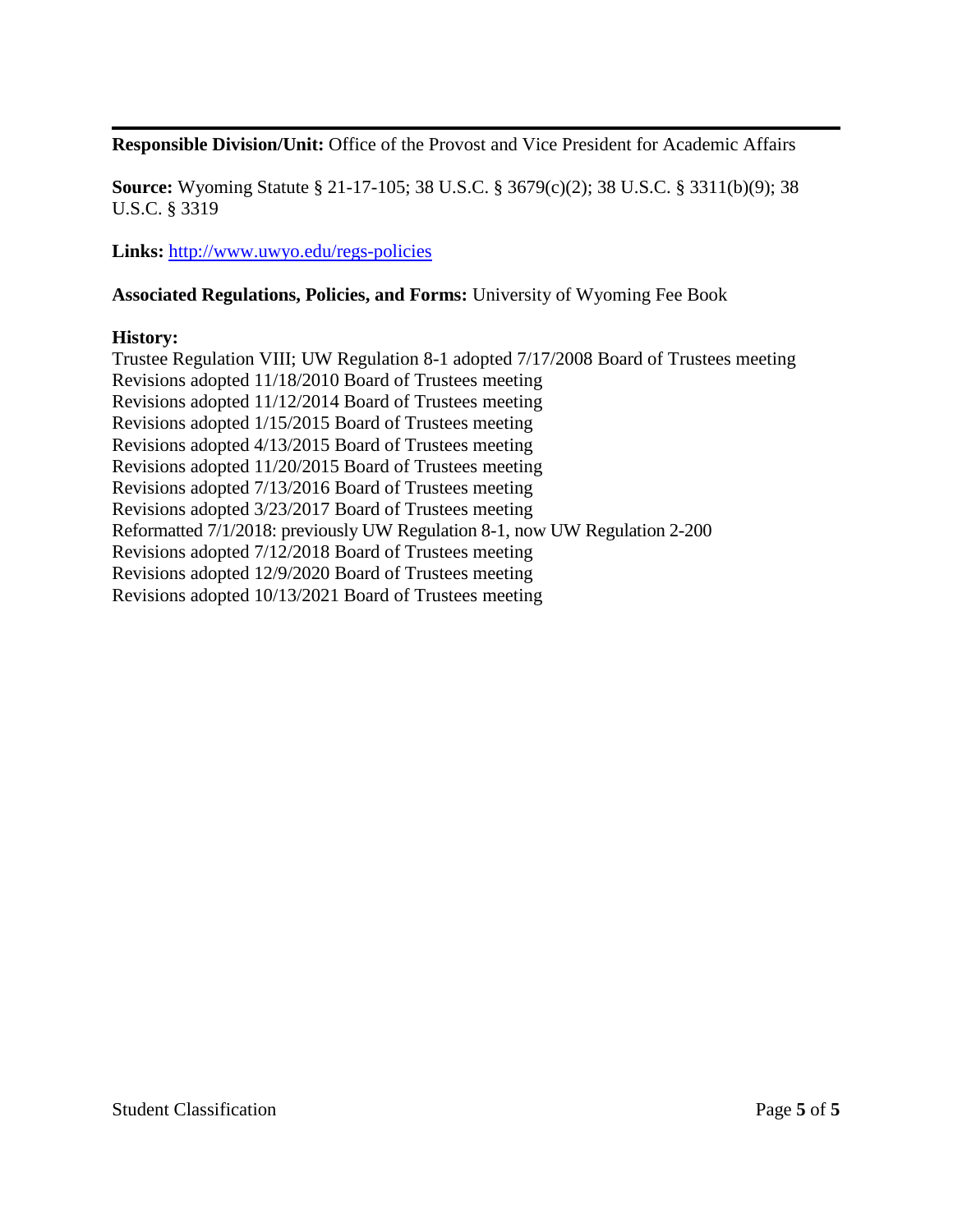---

**Responsible Division/Unit:** Office of the Provost and Vice President for Academic Affairs

**Source:** Wyoming Statute § 21-17-105; 38 U.S.C. § 3679(c)(2); 38 U.S.C. § 3311(b)(9); 38 U.S.C. § 3319

**Links:** http://www.uwyo.edu/regs-policies

**Associated Regulations, Policies, and Forms:** University of Wyoming Fee Book

**History:**

Trustee Regulation VIII; UW Regulation 8-1 adopted 7/17/2008 Board of Trustees meeting
Revisions adopted 11/18/2010 Board of Trustees meeting
Revisions adopted 11/12/2014 Board of Trustees meeting
Revisions adopted 1/15/2015 Board of Trustees meeting
Revisions adopted 4/13/2015 Board of Trustees meeting
Revisions adopted 11/20/2015 Board of Trustees meeting
Revisions adopted 7/13/2016 Board of Trustees meeting
Revisions adopted 3/23/2017 Board of Trustees meeting
Reformatted 7/1/2018: previously UW Regulation 8-1, now UW Regulation 2-200
Revisions adopted 7/12/2018 Board of Trustees meeting
Revisions adopted 12/9/2020 Board of Trustees meeting
Revisions adopted 10/13/2021 Board of Trustees meeting